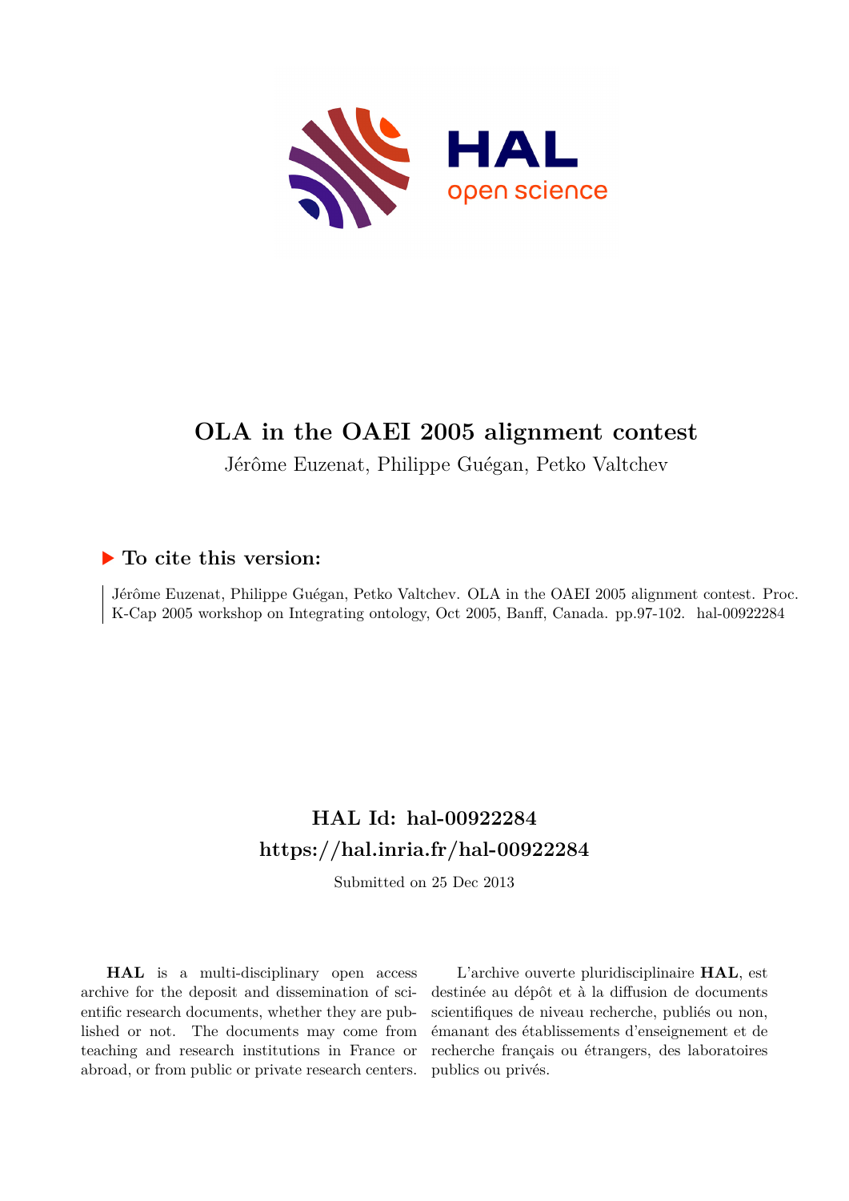# OLA in the OAEI 2005 alignment contest

Jérôme Euzenat, Philippe Guégan, Petko Valtchev

## ▶ To cite this version:

Jérôme Euzenat, Philippe Guégan, Petko Valtchev. OLA in the OAEI 2005 alignment contest. Proc. K-Cap 2005 workshop on Integrating ontology, Oct 2005, Banff, Canada. pp.97-102. hal-00922284

## HAL Id: hal-00922284

## https://hal.inria.fr/hal-00922284

Submitted on 25 Dec 2013

**HAL** is a multi-disciplinary open access archive for the deposit and dissemination of scientific research documents, whether they are published or not. The documents may come from teaching and research institutions in France or abroad, or from public or private research centers.

L'archive ouverte pluridisciplinaire **HAL**, est destinée au dépôt et à la diffusion de documents scientifiques de niveau recherche, publiés ou non, émanant des établissements d'enseignement et de recherche français ou étrangers, des laboratoires publics ou privés.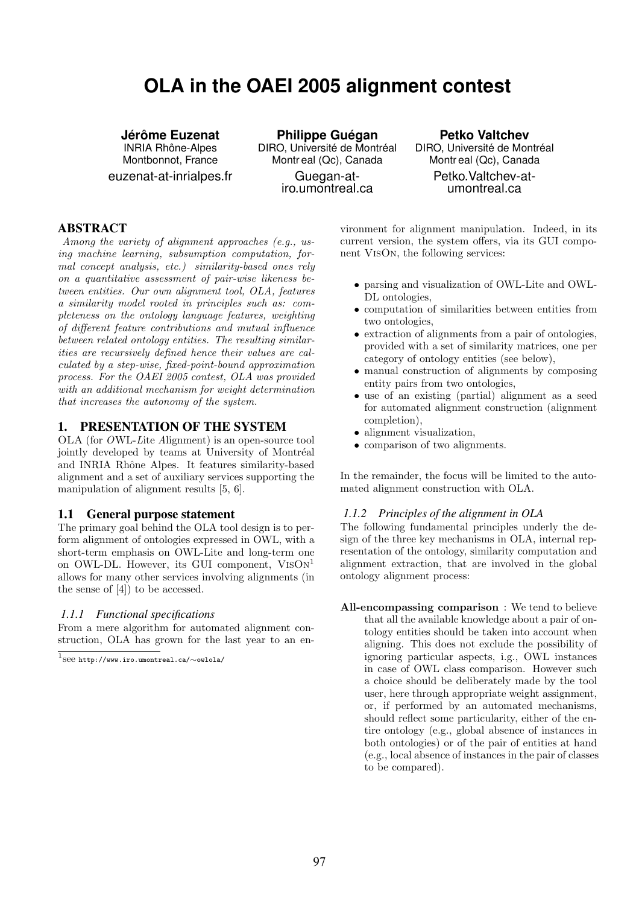# OLA in the OAEI 2005 alignment contest

**Jérôme Euzenat**
INRIA Rhône-Alpes
Montbonnot, France
euzenat-at-inrialpes.fr

**Philippe Guégan**
DIRO, Université de Montréal
Montr eal (Qc), Canada
Guegan-at-iro.umontreal.ca

**Petko Valtchev**
DIRO, Université de Montréal
Montr eal (Qc), Canada
Petko.Valtchev-at-umontreal.ca

## ABSTRACT

*Among the variety of alignment approaches (e.g., using machine learning, subsumption computation, formal concept analysis, etc.) similarity-based ones rely on a quantitative assessment of pair-wise likeness between entities. Our own alignment tool, OLA, features a similarity model rooted in principles such as: completeness on the ontology language features, weighting of different feature contributions and mutual influence between related ontology entities. The resulting similarities are recursively defined hence their values are calculated by a step-wise, fixed-point-bound approximation process. For the OAEI 2005 contest, OLA was provided with an additional mechanism for weight determination that increases the autonomy of the system.*

## 1. PRESENTATION OF THE SYSTEM

OLA (for *O*WL-*L*ite *A*lignment) is an open-source tool jointly developed by teams at University of Montréal and INRIA Rhône Alpes. It features similarity-based alignment and a set of auxiliary services supporting the manipulation of alignment results [5, 6].

### 1.1 General purpose statement

The primary goal behind the OLA tool design is to perform alignment of ontologies expressed in OWL, with a short-term emphasis on OWL-Lite and long-term one on OWL-DL. However, its GUI component, VisOn[1] allows for many other services involving alignments (in the sense of [4]) to be accessed.

#### *1.1.1 Functional specifications*

From a mere algorithm for automated alignment construction, OLA has grown for the last year to an environment for alignment manipulation. Indeed, in its current version, the system offers, via its GUI component VisOn, the following services:

- parsing and visualization of OWL-Lite and OWL-DL ontologies,
- computation of similarities between entities from two ontologies,
- extraction of alignments from a pair of ontologies, provided with a set of similarity matrices, one per category of ontology entities (see below),
- manual construction of alignments by composing entity pairs from two ontologies,
- use of an existing (partial) alignment as a seed for automated alignment construction (alignment completion),
- alignment visualization,
- comparison of two alignments.

In the remainder, the focus will be limited to the automated alignment construction with OLA.

#### *1.1.2 Principles of the alignment in OLA*

The following fundamental principles underly the design of the three key mechanisms in OLA, internal representation of the ontology, similarity computation and alignment extraction, that are involved in the global ontology alignment process:

**All-encompassing comparison** : We tend to believe that all the available knowledge about a pair of ontology entities should be taken into account when aligning. This does not exclude the possibility of ignoring particular aspects, i.e., OWL instances in case of OWL class comparison. However such a choice should be deliberately made by the tool user, here through appropriate weight assignment, or, if performed by an automated mechanisms, should reflect some particularity, either of the entire ontology (e.g., global absence of instances in both ontologies) or of the pair of entities at hand (e.g., local absence of instances in the pair of classes to be compared).

[1] see http://www.iro.umontreal.ca/∼owlola/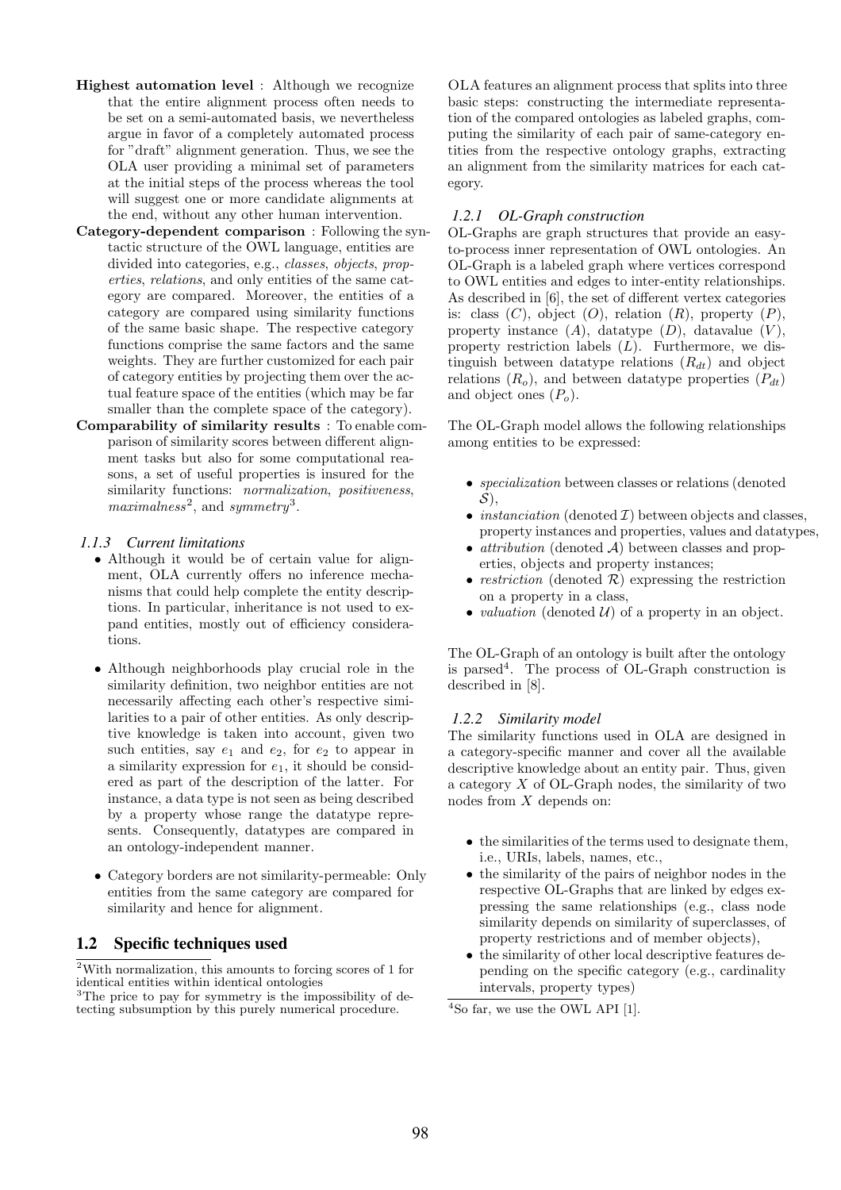**Highest automation level** : Although we recognize that the entire alignment process often needs to be set on a semi-automated basis, we nevertheless argue in favor of a completely automated process for "draft" alignment generation. Thus, we see the OLA user providing a minimal set of parameters at the initial steps of the process whereas the tool will suggest one or more candidate alignments at the end, without any other human intervention.

**Category-dependent comparison** : Following the syntactic structure of the OWL language, entities are divided into categories, e.g., *classes*, *objects*, *properties*, *relations*, and only entities of the same category are compared. Moreover, the entities of a category are compared using similarity functions of the same basic shape. The respective category functions comprise the same factors and the same weights. They are further customized for each pair of category entities by projecting them over the actual feature space of the entities (which may be far smaller than the complete space of the category).

**Comparability of similarity results** : To enable comparison of similarity scores between different alignment tasks but also for some computational reasons, a set of useful properties is insured for the similarity functions: *normalization*, *positiveness*, *maximalness*[2], and *symmetry*[3].

### 1.1.3 Current limitations

- Although it would be of certain value for alignment, OLA currently offers no inference mechanisms that could help complete the entity descriptions. In particular, inheritance is not used to expand entities, mostly out of efficiency considerations.
- Although neighborhoods play crucial role in the similarity definition, two neighbor entities are not necessarily affecting each other's respective similarities to a pair of other entities. As only descriptive knowledge is taken into account, given two such entities, say $e_1$ and $e_2$, for $e_2$ to appear in a similarity expression for $e_1$, it should be considered as part of the description of the latter. For instance, a data type is not seen as being described by a property whose range the datatype represents. Consequently, datatypes are compared in an ontology-independent manner.
- Category borders are not similarity-permeable: Only entities from the same category are compared for similarity and hence for alignment.

## 1.2 Specific techniques used

OLA features an alignment process that splits into three basic steps: constructing the intermediate representation of the compared ontologies as labeled graphs, computing the similarity of each pair of same-category entities from the respective ontology graphs, extracting an alignment from the similarity matrices for each category.

### 1.2.1 OL-Graph construction

OL-Graphs are graph structures that provide an easy-to-process inner representation of OWL ontologies. An OL-Graph is a labeled graph where vertices correspond to OWL entities and edges to inter-entity relationships. As described in [6], the set of different vertex categories is: class ($C$), object ($O$), relation ($R$), property ($P$), property instance ($A$), datatype ($D$), datavalue ($V$), property restriction labels ($L$). Furthermore, we distinguish between datatype relations ($R_{dt}$) and object relations ($R_o$), and between datatype properties ($P_{dt}$) and object ones ($P_o$).

The OL-Graph model allows the following relationships among entities to be expressed:

- *specialization* between classes or relations (denoted $\mathcal{S}$),
- *instanciation* (denoted $\mathcal{I}$) between objects and classes, property instances and properties, values and datatypes,
- *attribution* (denoted $\mathcal{A}$) between classes and properties, objects and property instances;
- *restriction* (denoted $\mathcal{R}$) expressing the restriction on a property in a class,
- *valuation* (denoted $\mathcal{U}$) of a property in an object.

The OL-Graph of an ontology is built after the ontology is parsed[4]. The process of OL-Graph construction is described in [8].

### 1.2.2 Similarity model

The similarity functions used in OLA are designed in a category-specific manner and cover all the available descriptive knowledge about an entity pair. Thus, given a category $X$ of OL-Graph nodes, the similarity of two nodes from $X$ depends on:

- the similarities of the terms used to designate them, i.e., URIs, labels, names, etc.,
- the similarity of the pairs of neighbor nodes in the respective OL-Graphs that are linked by edges expressing the same relationships (e.g., class node similarity depends on similarity of superclasses, of property restrictions and of member objects),
- the similarity of other local descriptive features depending on the specific category (e.g., cardinality intervals, property types)

---

[2] With normalization, this amounts to forcing scores of 1 for identical entities within identical ontologies

[3] The price to pay for symmetry is the impossibility of detecting subsumption by this purely numerical procedure.

[4] So far, we use the OWL API [1].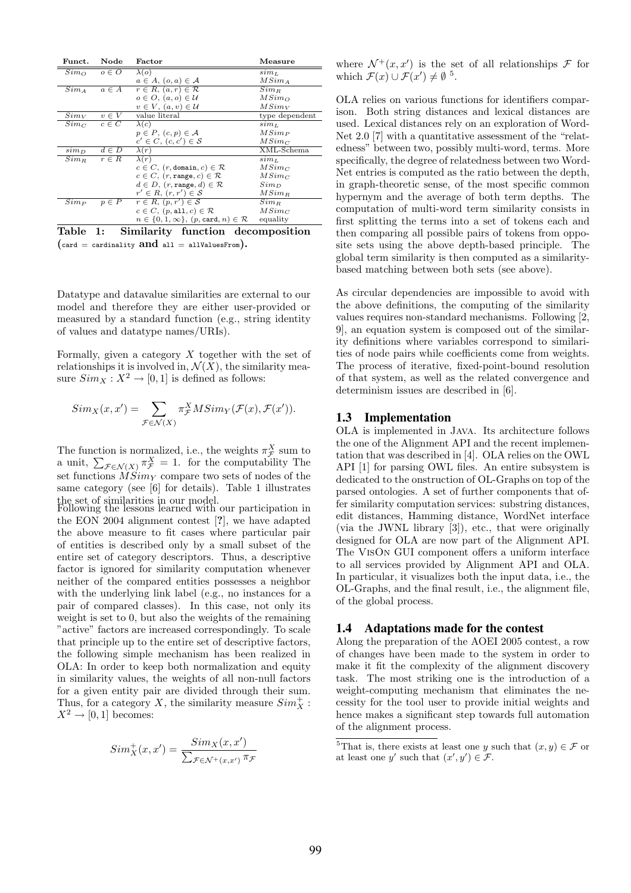| Funct. | Node | Factor | Measure |
|---|---|---|---|
| $Sim_O$ | $o \in O$ | $\lambda(o)$ | $sim_L$ |
| | | $a \in A,\ (o,a) \in \mathcal{A}$ | $MSim_A$ |
| $Sim_A$ | $a \in A$ | $r \in R,\ (a,r) \in \mathcal{R}$ | $Sim_R$ |
| | | $o \in O,\ (a,o) \in \mathcal{U}$ | $MSim_O$ |
| | | $v \in V,\ (a,v) \in \mathcal{U}$ | $MSim_V$ |
| $Sim_V$ | $v \in V$ | value literal | type dependent |
| $Sim_C$ | $c \in C$ | $\lambda(c)$ | $sim_L$ |
| | | $p \in P,\ (c,p) \in \mathcal{A}$ | $MSim_P$ |
| | | $c' \in C,\ (c,c') \in \mathcal{S}$ | $MSim_C$ |
| $sim_D$ | $d \in D$ | $\lambda(r)$ | XML-Schema |
| $Sim_R$ | $r \in R$ | $\lambda(r)$ | $sim_L$ |
| | | $c \in C,\ (r, \texttt{domain}, c) \in \mathcal{R}$ | $MSim_C$ |
| | | $c \in C,\ (r, \texttt{range}, c) \in \mathcal{R}$ | $MSim_C$ |
| | | $d \in D,\ (r, \texttt{range}, d) \in \mathcal{R}$ | $Sim_D$ |
| | | $r' \in R,\ (r,r') \in \mathcal{S}$ | $MSim_R$ |
| $Sim_P$ | $p \in P$ | $r \in R,\ (p,r') \in \mathcal{S}$ | $Sim_R$ |
| | | $c \in C,\ (p, \texttt{all}, c) \in \mathcal{R}$ | $MSim_C$ |
| | | $n \in \{0,1,\infty\},\ (p, \texttt{card}, n) \in \mathcal{R}$ | equality |

**Table 1: Similarity function decomposition (card = cardinality and all = allValuesFrom).**

Datatype and datavalue similarities are external to our model and therefore they are either user-provided or measured by a standard function (e.g., string identity of values and datatype names/URIs).

Formally, given a category $X$ together with the set of relationships it is involved in, $\mathcal{N}(X)$, the similarity measure $Sim_X : X^2 \rightarrow [0,1]$ is defined as follows:

$$Sim_X(x,x') = \sum_{\mathcal{F} \in \mathcal{N}(X)} \pi^X_{\mathcal{F}} MSim_Y(\mathcal{F}(x), \mathcal{F}(x')).$$

The function is normalized, i.e., the weights $\pi^X_{\mathcal{F}}$ sum to a unit, $\sum_{\mathcal{F} \in \mathcal{N}(X)} \pi^X_{\mathcal{F}} = 1$. for the computability The set functions $MSim_Y$ compare two sets of nodes of the same category (see [6] for details). Table 1 illustrates the set of similarities in our model.

Following the lessons learned with our participation in the EON 2004 alignment contest [?], we have adapted the above measure to fit cases where particular pair of entities is described only by a small subset of the entire set of category descriptors. Thus, a descriptive factor is ignored for similarity computation whenever neither of the compared entities possesses a neighbor with the underlying link label (e.g., no instances for a pair of compared classes). In this case, not only its weight is set to 0, but also the weights of the remaining "active" factors are increased correspondingly. To scale that principle up to the entire set of descriptive factors, the following simple mechanism has been realized in OLA: In order to keep both normalization and equity in similarity values, the weights of all non-null factors for a given entity pair are divided through their sum. Thus, for a category $X$, the similarity measure $Sim^+_X : X^2 \rightarrow [0,1]$ becomes:

$$Sim^+_X(x,x') = \frac{Sim_X(x,x')}{\sum_{\mathcal{F} \in \mathcal{N}^+(x,x')} \pi_{\mathcal{F}}}$$

where $\mathcal{N}^+(x,x')$ is the set of all relationships $\mathcal{F}$ for which $\mathcal{F}(x) \cup \mathcal{F}(x') \neq \emptyset$ [5].

OLA relies on various functions for identifiers comparison. Both string distances and lexical distances are used. Lexical distances rely on an exploration of WordNet 2.0 [7] with a quantitative assessment of the "relatedness" between two, possibly multi-word, terms. More specifically, the degree of relatedness between two WordNet entries is computed as the ratio between the depth, in graph-theoretic sense, of the most specific common hypernym and the average of both term depths. The computation of multi-word term similarity consists in first splitting the terms into a set of tokens each and then comparing all possible pairs of tokens from opposite sets using the above depth-based principle. The global term similarity is then computed as a similarity-based matching between both sets (see above).

As circular dependencies are impossible to avoid with the above definitions, the computing of the similarity values requires non-standard mechanisms. Following [2, 9], an equation system is composed out of the similarity definitions where variables correspond to similarities of node pairs while coefficients come from weights. The process of iterative, fixed-point-bound resolution of that system, as well as the related convergence and determinism issues are described in [6].

### 1.3 Implementation

OLA is implemented in Java. Its architecture follows the one of the Alignment API and the recent implementation that was described in [4]. OLA relies on the OWL API [1] for parsing OWL files. An entire subsystem is dedicated to the onstruction of OL-Graphs on top of the parsed ontologies. A set of further components that offer similarity computation services: substring distances, edit distances, Hamming distance, WordNet interface (via the JWNL library [3]), etc., that were originally designed for OLA are now part of the Alignment API. The VisOn GUI component offers a uniform interface to all services provided by Alignment API and OLA. In particular, it visualizes both the input data, i.e., the OL-Graphs, and the final result, i.e., the alignment file, of the global process.

### 1.4 Adaptations made for the contest

Along the preparation of the AOEI 2005 contest, a row of changes have been made to the system in order to make it fit the complexity of the alignment discovery task. The most striking one is the introduction of a weight-computing mechanism that eliminates the necessity for the tool user to provide initial weights and hence makes a significant step towards full automation of the alignment process.

[5] That is, there exists at least one $y$ such that $(x,y) \in \mathcal{F}$ or at least one $y'$ such that $(x',y') \in \mathcal{F}$.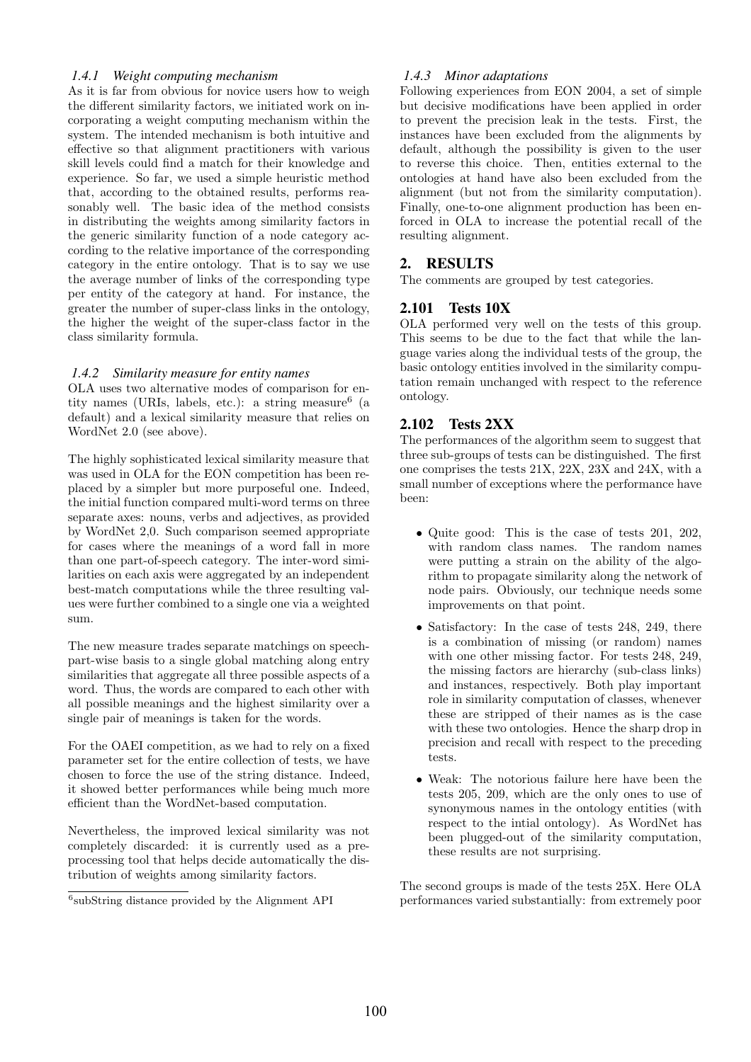#### 1.4.1 Weight computing mechanism

As it is far from obvious for novice users how to weigh the different similarity factors, we initiated work on incorporating a weight computing mechanism within the system. The intended mechanism is both intuitive and effective so that alignment practitioners with various skill levels could find a match for their knowledge and experience. So far, we used a simple heuristic method that, according to the obtained results, performs reasonably well. The basic idea of the method consists in distributing the weights among similarity factors in the generic similarity function of a node category according to the relative importance of the corresponding category in the entire ontology. That is to say we use the average number of links of the corresponding type per entity of the category at hand. For instance, the greater the number of super-class links in the ontology, the higher the weight of the super-class factor in the class similarity formula.

#### 1.4.2 Similarity measure for entity names

OLA uses two alternative modes of comparison for entity names (URIs, labels, etc.): a string measure[6] (a default) and a lexical similarity measure that relies on WordNet 2.0 (see above).

The highly sophisticated lexical similarity measure that was used in OLA for the EON competition has been replaced by a simpler but more purposeful one. Indeed, the initial function compared multi-word terms on three separate axes: nouns, verbs and adjectives, as provided by WordNet 2,0. Such comparison seemed appropriate for cases where the meanings of a word fall in more than one part-of-speech category. The inter-word similarities on each axis were aggregated by an independent best-match computations while the three resulting values were further combined to a single one via a weighted sum.

The new measure trades separate matchings on speech-part-wise basis to a single global matching along entry similarities that aggregate all three possible aspects of a word. Thus, the words are compared to each other with all possible meanings and the highest similarity over a single pair of meanings is taken for the words.

For the OAEI competition, as we had to rely on a fixed parameter set for the entire collection of tests, we have chosen to force the use of the string distance. Indeed, it showed better performances while being much more efficient than the WordNet-based computation.

Nevertheless, the improved lexical similarity was not completely discarded: it is currently used as a preprocessing tool that helps decide automatically the distribution of weights among similarity factors.

[6] subString distance provided by the Alignment API

#### 1.4.3 Minor adaptations

Following experiences from EON 2004, a set of simple but decisive modifications have been applied in order to prevent the precision leak in the tests. First, the instances have been excluded from the alignments by default, although the possibility is given to the user to reverse this choice. Then, entities external to the ontologies at hand have also been excluded from the alignment (but not from the similarity computation). Finally, one-to-one alignment production has been enforced in OLA to increase the potential recall of the resulting alignment.

## 2. RESULTS

The comments are grouped by test categories.

### 2.101 Tests 10X

OLA performed very well on the tests of this group. This seems to be due to the fact that while the language varies along the individual tests of the group, the basic ontology entities involved in the similarity computation remain unchanged with respect to the reference ontology.

### 2.102 Tests 2XX

The performances of the algorithm seem to suggest that three sub-groups of tests can be distinguished. The first one comprises the tests 21X, 22X, 23X and 24X, with a small number of exceptions where the performance have been:

- Quite good: This is the case of tests 201, 202, with random class names. The random names were putting a strain on the ability of the algorithm to propagate similarity along the network of node pairs. Obviously, our technique needs some improvements on that point.
- Satisfactory: In the case of tests 248, 249, there is a combination of missing (or random) names with one other missing factor. For tests 248, 249, the missing factors are hierarchy (sub-class links) and instances, respectively. Both play important role in similarity computation of classes, whenever these are stripped of their names as is the case with these two ontologies. Hence the sharp drop in precision and recall with respect to the preceding tests.
- Weak: The notorious failure here have been the tests 205, 209, which are the only ones to use of synonymous names in the ontology entities (with respect to the intial ontology). As WordNet has been plugged-out of the similarity computation, these results are not surprising.

The second groups is made of the tests 25X. Here OLA performances varied substantially: from extremely poor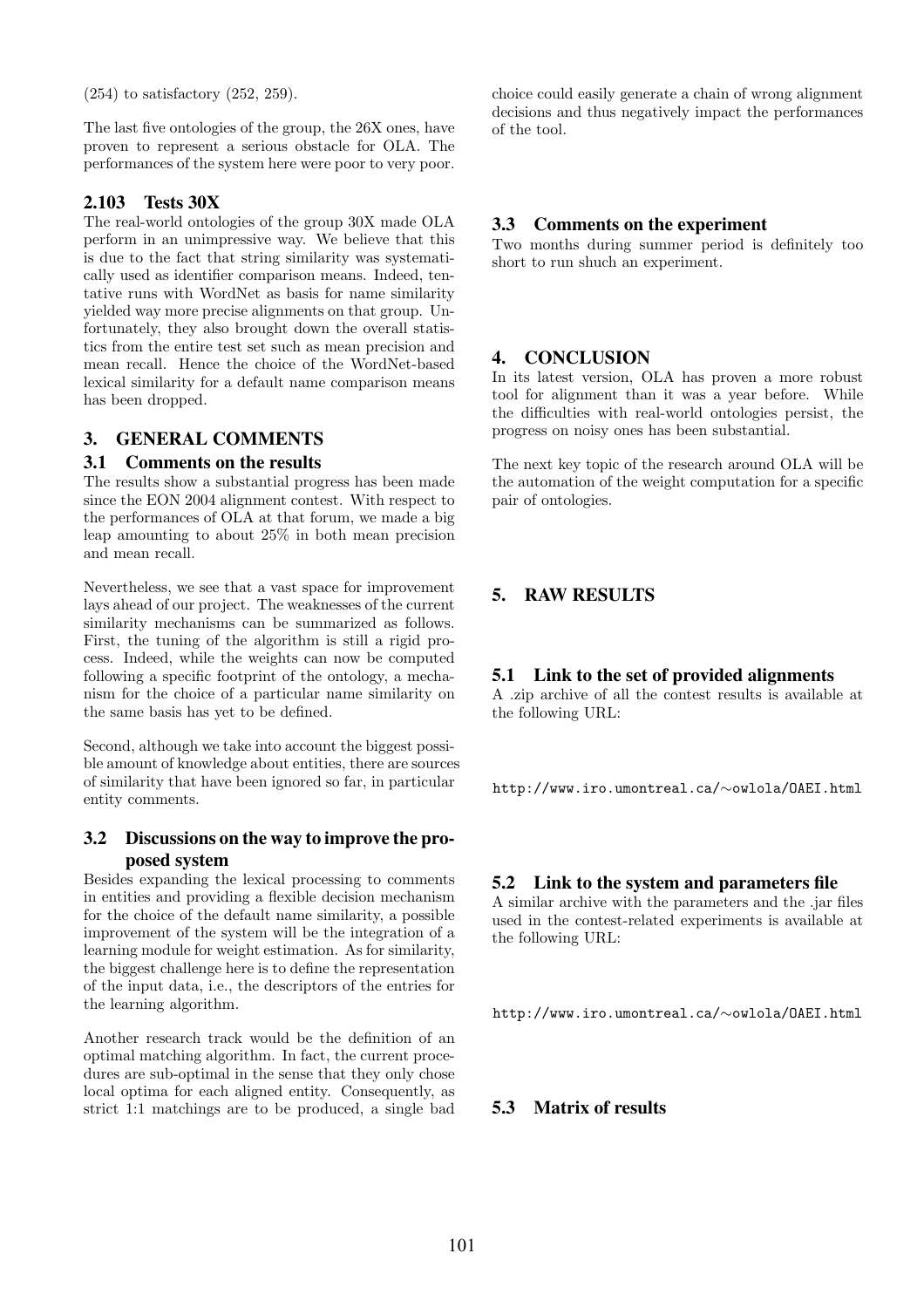(254) to satisfactory (252, 259).

The last five ontologies of the group, the 26X ones, have proven to represent a serious obstacle for OLA. The performances of the system here were poor to very poor.

### 2.103 Tests 30X

The real-world ontologies of the group 30X made OLA perform in an unimpressive way. We believe that this is due to the fact that string similarity was systematically used as identifier comparison means. Indeed, tentative runs with WordNet as basis for name similarity yielded way more precise alignments on that group. Unfortunately, they also brought down the overall statistics from the entire test set such as mean precision and mean recall. Hence the choice of the WordNet-based lexical similarity for a default name comparison means has been dropped.

## 3. GENERAL COMMENTS

### 3.1 Comments on the results

The results show a substantial progress has been made since the EON 2004 alignment contest. With respect to the performances of OLA at that forum, we made a big leap amounting to about 25% in both mean precision and mean recall.

Nevertheless, we see that a vast space for improvement lays ahead of our project. The weaknesses of the current similarity mechanisms can be summarized as follows. First, the tuning of the algorithm is still a rigid process. Indeed, while the weights can now be computed following a specific footprint of the ontology, a mechanism for the choice of a particular name similarity on the same basis has yet to be defined.

Second, although we take into account the biggest possible amount of knowledge about entities, there are sources of similarity that have been ignored so far, in particular entity comments.

### 3.2 Discussions on the way to improve the proposed system

Besides expanding the lexical processing to comments in entities and providing a flexible decision mechanism for the choice of the default name similarity, a possible improvement of the system will be the integration of a learning module for weight estimation. As for similarity, the biggest challenge here is to define the representation of the input data, i.e., the descriptors of the entries for the learning algorithm.

Another research track would be the definition of an optimal matching algorithm. In fact, the current procedures are sub-optimal in the sense that they only chose local optima for each aligned entity. Consequently, as strict 1:1 matchings are to be produced, a single bad choice could easily generate a chain of wrong alignment decisions and thus negatively impact the performances of the tool.

### 3.3 Comments on the experiment

Two months during summer period is definitely too short to run shuch an experiment.

## 4. CONCLUSION

In its latest version, OLA has proven a more robust tool for alignment than it was a year before. While the difficulties with real-world ontologies persist, the progress on noisy ones has been substantial.

The next key topic of the research around OLA will be the automation of the weight computation for a specific pair of ontologies.

## 5. RAW RESULTS

### 5.1 Link to the set of provided alignments

A .zip archive of all the contest results is available at the following URL:

http://www.iro.umontreal.ca/∼owlola/OAEI.html

### 5.2 Link to the system and parameters file

A similar archive with the parameters and the .jar files used in the contest-related experiments is available at the following URL:

http://www.iro.umontreal.ca/∼owlola/OAEI.html

### 5.3 Matrix of results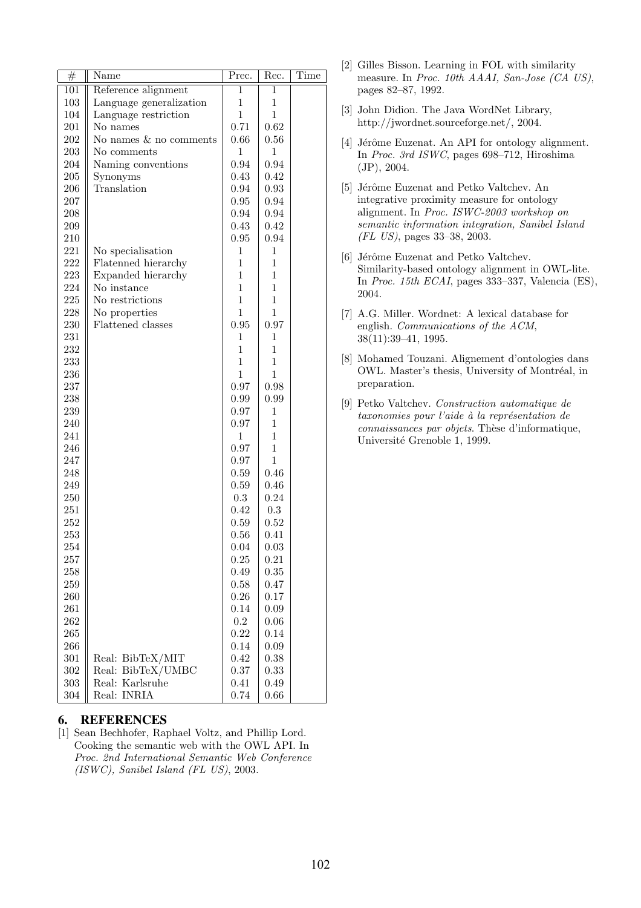| # | Name | Prec. | Rec. | Time |
|---|---|---|---|---|
| 101 | Reference alignment | 1 | 1 | |
| 103 | Language generalization | 1 | 1 | |
| 104 | Language restriction | 1 | 1 | |
| 201 | No names | 0.71 | 0.62 | |
| 202 | No names & no comments | 0.66 | 0.56 | |
| 203 | No comments | 1 | 1 | |
| 204 | Naming conventions | 0.94 | 0.94 | |
| 205 | Synonyms | 0.43 | 0.42 | |
| 206 | Translation | 0.94 | 0.93 | |
| 207 | | 0.95 | 0.94 | |
| 208 | | 0.94 | 0.94 | |
| 209 | | 0.43 | 0.42 | |
| 210 | | 0.95 | 0.94 | |
| 221 | No specialisation | 1 | 1 | |
| 222 | Flatenned hierarchy | 1 | 1 | |
| 223 | Expanded hierarchy | 1 | 1 | |
| 224 | No instance | 1 | 1 | |
| 225 | No restrictions | 1 | 1 | |
| 228 | No properties | 1 | 1 | |
| 230 | Flattened classes | 0.95 | 0.97 | |
| 231 | | 1 | 1 | |
| 232 | | 1 | 1 | |
| 233 | | 1 | 1 | |
| 236 | | 1 | 1 | |
| 237 | | 0.97 | 0.98 | |
| 238 | | 0.99 | 0.99 | |
| 239 | | 0.97 | 1 | |
| 240 | | 0.97 | 1 | |
| 241 | | 1 | 1 | |
| 246 | | 0.97 | 1 | |
| 247 | | 0.97 | 1 | |
| 248 | | 0.59 | 0.46 | |
| 249 | | 0.59 | 0.46 | |
| 250 | | 0.3 | 0.24 | |
| 251 | | 0.42 | 0.3 | |
| 252 | | 0.59 | 0.52 | |
| 253 | | 0.56 | 0.41 | |
| 254 | | 0.04 | 0.03 | |
| 257 | | 0.25 | 0.21 | |
| 258 | | 0.49 | 0.35 | |
| 259 | | 0.58 | 0.47 | |
| 260 | | 0.26 | 0.17 | |
| 261 | | 0.14 | 0.09 | |
| 262 | | 0.2 | 0.06 | |
| 265 | | 0.22 | 0.14 | |
| 266 | | 0.14 | 0.09 | |
| 301 | Real: BibTeX/MIT | 0.42 | 0.38 | |
| 302 | Real: BibTeX/UMBC | 0.37 | 0.33 | |
| 303 | Real: Karlsruhe | 0.41 | 0.49 | |
| 304 | Real: INRIA | 0.74 | 0.66 | |

## 6. REFERENCES

[1] Sean Bechhofer, Raphael Voltz, and Phillip Lord. Cooking the semantic web with the OWL API. In *Proc. 2nd International Semantic Web Conference (ISWC), Sanibel Island (FL US)*, 2003.

[2] Gilles Bisson. Learning in FOL with similarity measure. In *Proc. 10th AAAI, San-Jose (CA US)*, pages 82–87, 1992.

[3] John Didion. The Java WordNet Library, http://jwordnet.sourceforge.net/, 2004.

[4] Jérôme Euzenat. An API for ontology alignment. In *Proc. 3rd ISWC*, pages 698–712, Hiroshima (JP), 2004.

[5] Jérôme Euzenat and Petko Valtchev. An integrative proximity measure for ontology alignment. In *Proc. ISWC-2003 workshop on semantic information integration, Sanibel Island (FL US)*, pages 33–38, 2003.

[6] Jérôme Euzenat and Petko Valtchev. Similarity-based ontology alignment in OWL-lite. In *Proc. 15th ECAI*, pages 333–337, Valencia (ES), 2004.

[7] A.G. Miller. Wordnet: A lexical database for english. *Communications of the ACM*, 38(11):39–41, 1995.

[8] Mohamed Touzani. Alignement d'ontologies dans OWL. Master's thesis, University of Montréal, in preparation.

[9] Petko Valtchev. *Construction automatique de taxonomies pour l'aide à la représentation de connaissances par objets*. Thèse d'informatique, Université Grenoble 1, 1999.